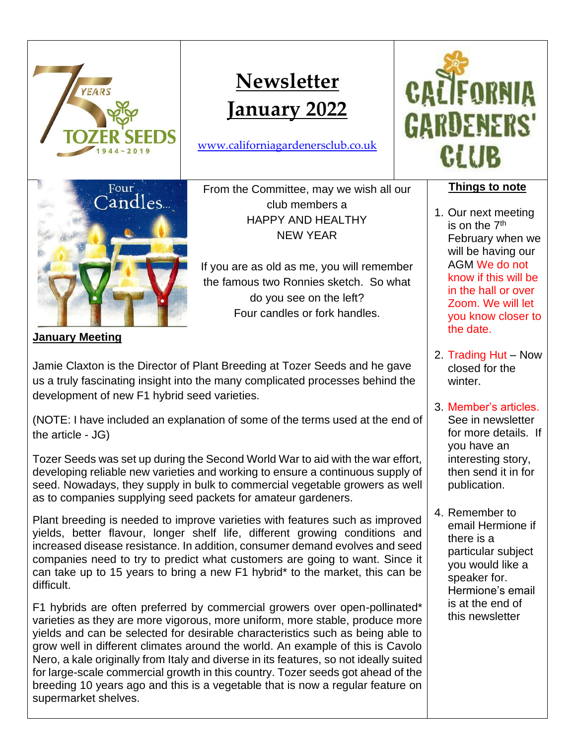# Newsletter January 2022

www.californiagardenersclub.co.uk

From the Committee, may we wish all our club members a
HAPPY AND HEALTHY
NEW YEAR

If you are as old as me, you will remember the famous two Ronnies sketch. So what do you see on the left?
Four candles or fork handles.

## Things to note

1. Our next meeting is on the 7th February when we will be having our AGM We do not know if this will be in the hall or over Zoom. We will let you know closer to the date.
2. Trading Hut – Now closed for the winter.
3. Member's articles. See in newsletter for more details. If you have an interesting story, then send it in for publication.
4. Remember to email Hermione if there is a particular subject you would like a speaker for. Hermione's email is at the end of this newsletter

## January Meeting

Jamie Claxton is the Director of Plant Breeding at Tozer Seeds and he gave us a truly fascinating insight into the many complicated processes behind the development of new F1 hybrid seed varieties.

(NOTE: I have included an explanation of some of the terms used at the end of the article - JG)

Tozer Seeds was set up during the Second World War to aid with the war effort, developing reliable new varieties and working to ensure a continuous supply of seed. Nowadays, they supply in bulk to commercial vegetable growers as well as to companies supplying seed packets for amateur gardeners.

Plant breeding is needed to improve varieties with features such as improved yields, better flavour, longer shelf life, different growing conditions and increased disease resistance. In addition, consumer demand evolves and seed companies need to try to predict what customers are going to want. Since it can take up to 15 years to bring a new F1 hybrid* to the market, this can be difficult.

F1 hybrids are often preferred by commercial growers over open-pollinated* varieties as they are more vigorous, more uniform, more stable, produce more yields and can be selected for desirable characteristics such as being able to grow well in different climates around the world. An example of this is Cavolo Nero, a kale originally from Italy and diverse in its features, so not ideally suited for large-scale commercial growth in this country. Tozer seeds got ahead of the breeding 10 years ago and this is a vegetable that is now a regular feature on supermarket shelves.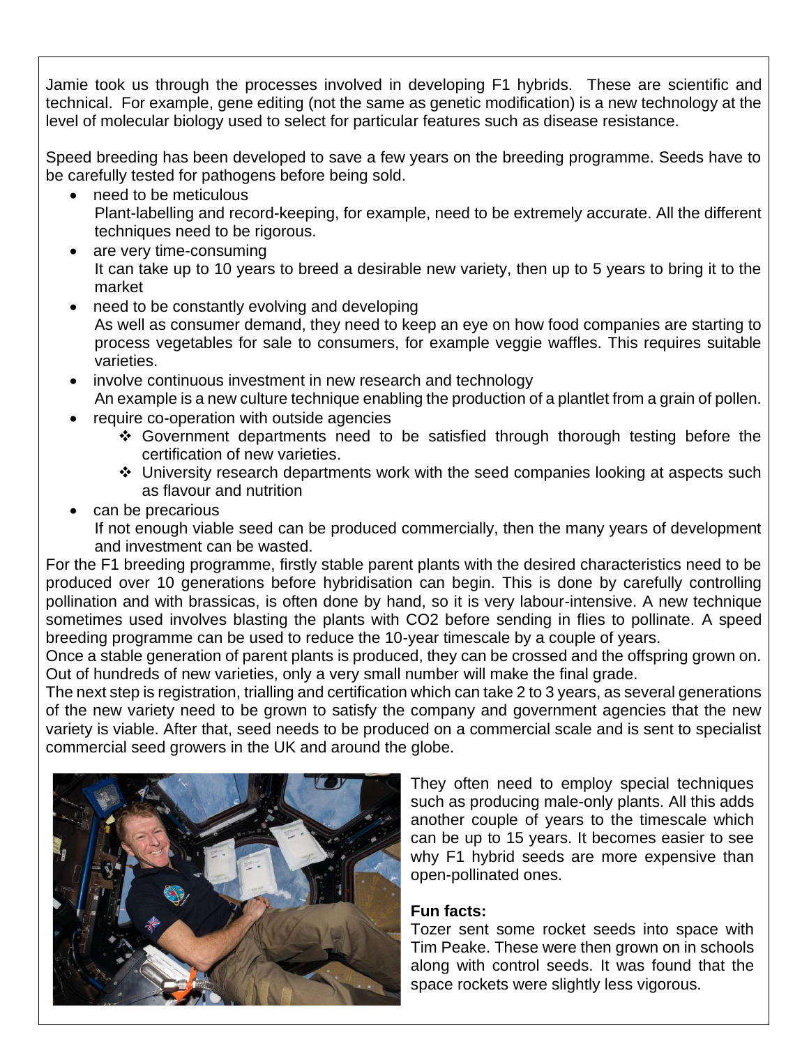Jamie took us through the processes involved in developing F1 hybrids. These are scientific and technical. For example, gene editing (not the same as genetic modification) is a new technology at the level of molecular biology used to select for particular features such as disease resistance.

Speed breeding has been developed to save a few years on the breeding programme. Seeds have to be carefully tested for pathogens before being sold.

- need to be meticulous
  Plant-labelling and record-keeping, for example, need to be extremely accurate. All the different techniques need to be rigorous.
- are very time-consuming
  It can take up to 10 years to breed a desirable new variety, then up to 5 years to bring it to the market
- need to be constantly evolving and developing
  As well as consumer demand, they need to keep an eye on how food companies are starting to process vegetables for sale to consumers, for example veggie waffles. This requires suitable varieties.
- involve continuous investment in new research and technology
  An example is a new culture technique enabling the production of a plantlet from a grain of pollen.
- require co-operation with outside agencies
  - Government departments need to be satisfied through thorough testing before the certification of new varieties.
  - University research departments work with the seed companies looking at aspects such as flavour and nutrition
- can be precarious
  If not enough viable seed can be produced commercially, then the many years of development and investment can be wasted.

For the F1 breeding programme, firstly stable parent plants with the desired characteristics need to be produced over 10 generations before hybridisation can begin. This is done by carefully controlling pollination and with brassicas, is often done by hand, so it is very labour-intensive. A new technique sometimes used involves blasting the plants with $CO_2$ before sending in flies to pollinate. A speed breeding programme can be used to reduce the 10-year timescale by a couple of years.

Once a stable generation of parent plants is produced, they can be crossed and the offspring grown on. Out of hundreds of new varieties, only a very small number will make the final grade.

The next step is registration, trialling and certification which can take 2 to 3 years, as several generations of the new variety need to be grown to satisfy the company and government agencies that the new variety is viable. After that, seed needs to be produced on a commercial scale and is sent to specialist commercial seed growers in the UK and around the globe.

They often need to employ special techniques such as producing male-only plants. All this adds another couple of years to the timescale which can be up to 15 years. It becomes easier to see why F1 hybrid seeds are more expensive than open-pollinated ones.

**Fun facts:**

Tozer sent some rocket seeds into space with Tim Peake. These were then grown on in schools along with control seeds. It was found that the space rockets were slightly less vigorous.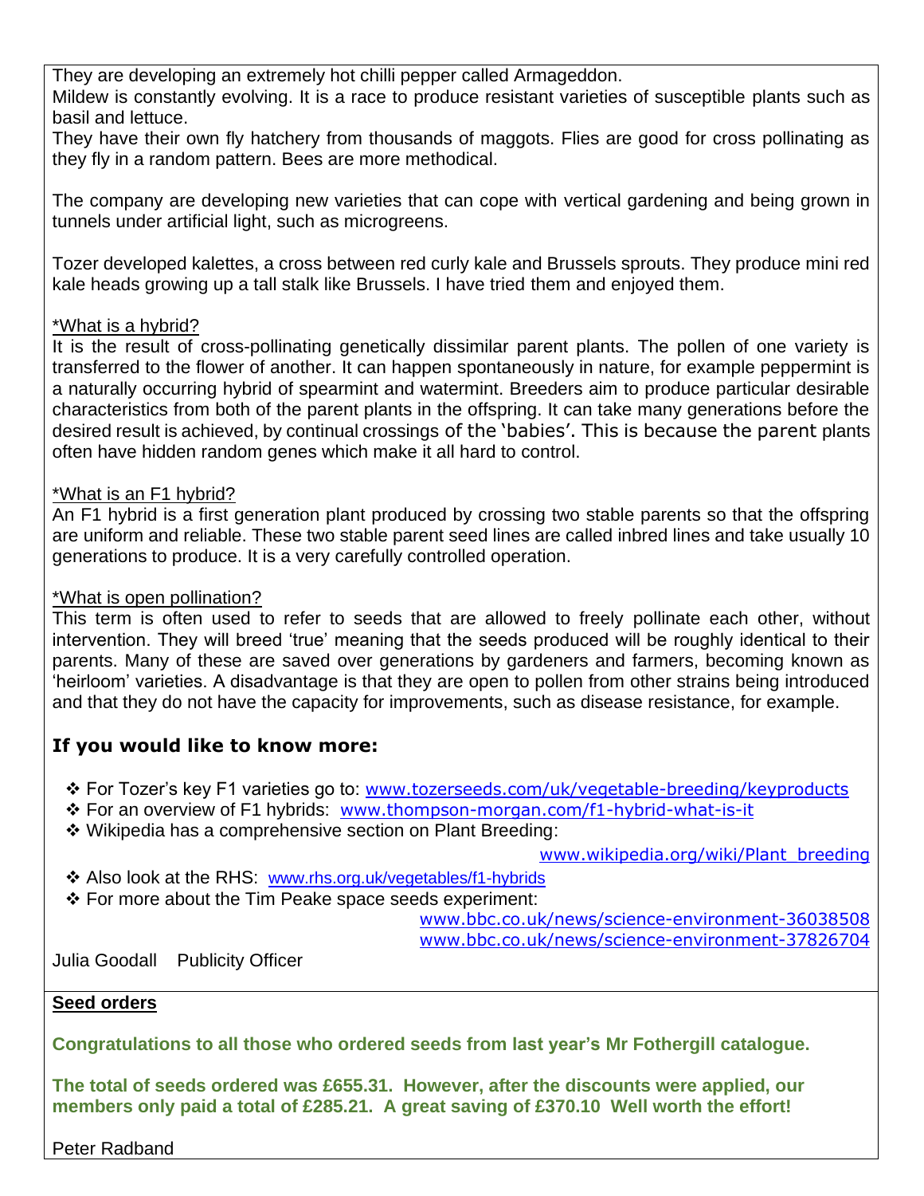They are developing an extremely hot chilli pepper called Armageddon.
Mildew is constantly evolving. It is a race to produce resistant varieties of susceptible plants such as basil and lettuce.
They have their own fly hatchery from thousands of maggots. Flies are good for cross pollinating as they fly in a random pattern. Bees are more methodical.

The company are developing new varieties that can cope with vertical gardening and being grown in tunnels under artificial light, such as microgreens.

Tozer developed kalettes, a cross between red curly kale and Brussels sprouts. They produce mini red kale heads growing up a tall stalk like Brussels. I have tried them and enjoyed them.

*What is a hybrid?

It is the result of cross-pollinating genetically dissimilar parent plants. The pollen of one variety is transferred to the flower of another. It can happen spontaneously in nature, for example peppermint is a naturally occurring hybrid of spearmint and watermint. Breeders aim to produce particular desirable characteristics from both of the parent plants in the offspring. It can take many generations before the desired result is achieved, by continual crossings of the 'babies'. This is because the parent plants often have hidden random genes which make it all hard to control.

*What is an F1 hybrid?

An F1 hybrid is a first generation plant produced by crossing two stable parents so that the offspring are uniform and reliable. These two stable parent seed lines are called inbred lines and take usually 10 generations to produce. It is a very carefully controlled operation.

*What is open pollination?

This term is often used to refer to seeds that are allowed to freely pollinate each other, without intervention. They will breed 'true' meaning that the seeds produced will be roughly identical to their parents. Many of these are saved over generations by gardeners and farmers, becoming known as 'heirloom' varieties. A disadvantage is that they are open to pollen from other strains being introduced and that they do not have the capacity for improvements, such as disease resistance, for example.

## If you would like to know more:

- For Tozer's key F1 varieties go to: www.tozerseeds.com/uk/vegetable-breeding/keyproducts
- For an overview of F1 hybrids: www.thompson-morgan.com/f1-hybrid-what-is-it
- Wikipedia has a comprehensive section on Plant Breeding: www.wikipedia.org/wiki/Plant_breeding
- Also look at the RHS: www.rhs.org.uk/vegetables/f1-hybrids
- For more about the Tim Peake space seeds experiment: www.bbc.co.uk/news/science-environment-36038508 www.bbc.co.uk/news/science-environment-37826704

Julia Goodall Publicity Officer

**Seed orders**

**Congratulations to all those who ordered seeds from last year's Mr Fothergill catalogue.**

**The total of seeds ordered was £655.31. However, after the discounts were applied, our members only paid a total of £285.21. A great saving of £370.10 Well worth the effort!**

Peter Radband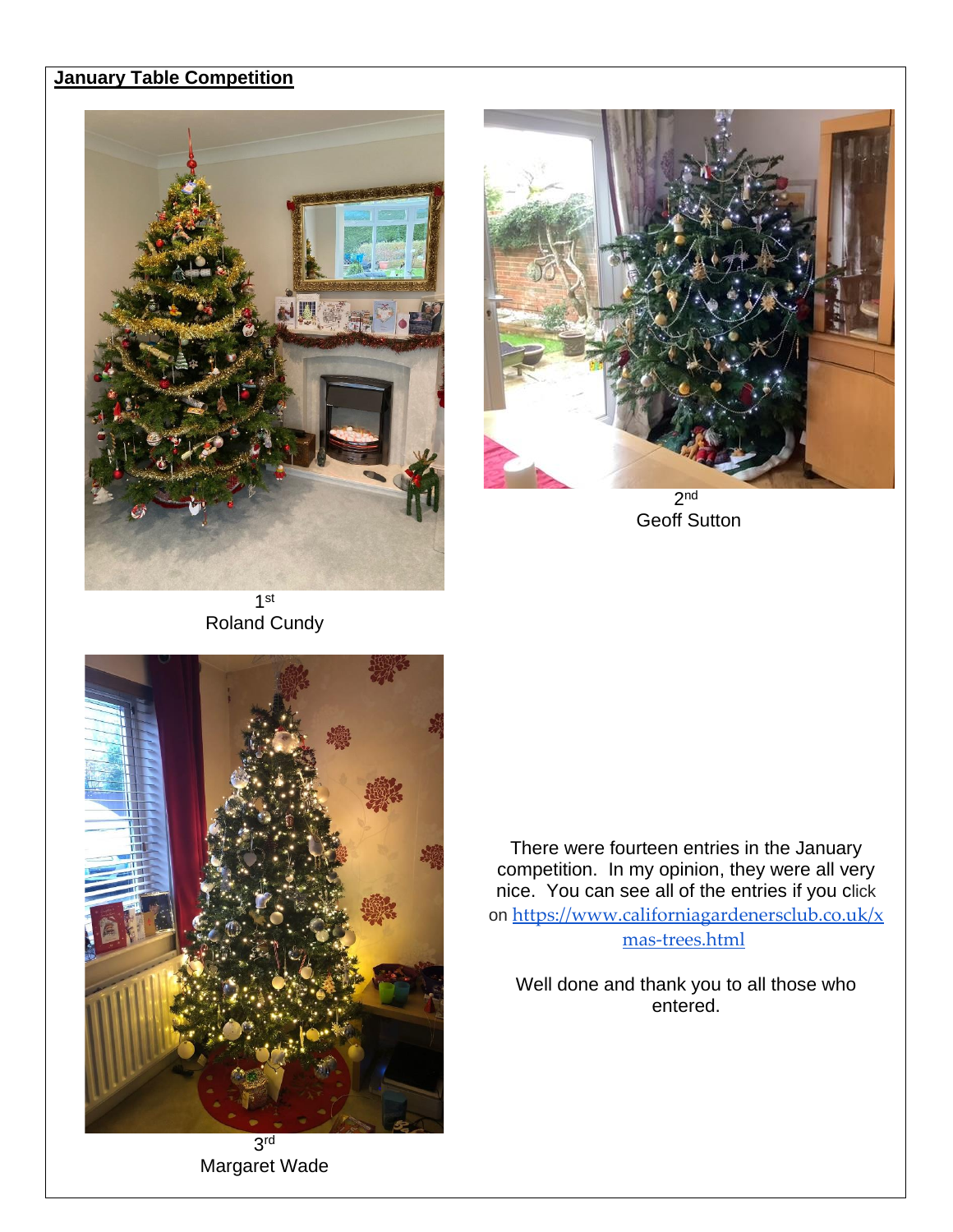**January Table Competition**

1st
Roland Cundy

2nd
Geoff Sutton

3rd
Margaret Wade

There were fourteen entries in the January competition. In my opinion, they were all very nice. You can see all of the entries if you click on [https://www.californiagardenersclub.co.uk/xmas-trees.html](https://www.californiagardenersclub.co.uk/xmas-trees.html)

Well done and thank you to all those who entered.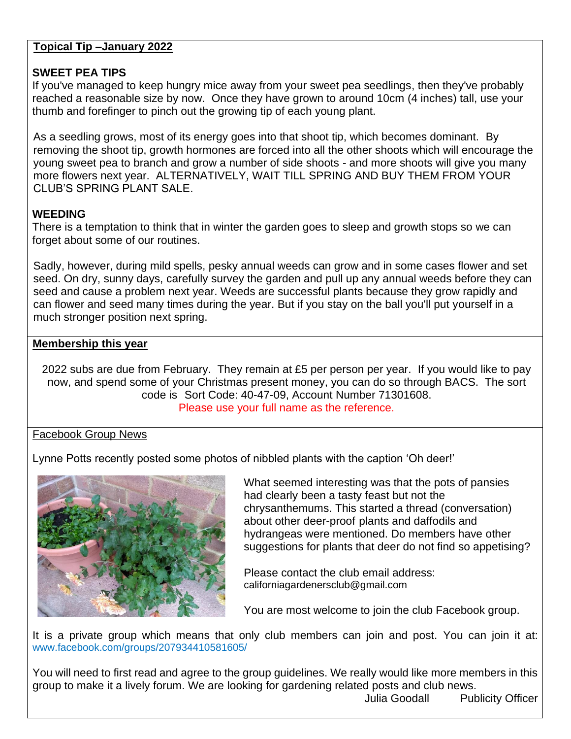## Topical Tip –January 2022

### SWEET PEA TIPS

If you've managed to keep hungry mice away from your sweet pea seedlings, then they've probably reached a reasonable size by now. Once they have grown to around 10cm (4 inches) tall, use your thumb and forefinger to pinch out the growing tip of each young plant.

As a seedling grows, most of its energy goes into that shoot tip, which becomes dominant. By removing the shoot tip, growth hormones are forced into all the other shoots which will encourage the young sweet pea to branch and grow a number of side shoots - and more shoots will give you many more flowers next year. ALTERNATIVELY, WAIT TILL SPRING AND BUY THEM FROM YOUR CLUB'S SPRING PLANT SALE.

### WEEDING

There is a temptation to think that in winter the garden goes to sleep and growth stops so we can forget about some of our routines.

Sadly, however, during mild spells, pesky annual weeds can grow and in some cases flower and set seed. On dry, sunny days, carefully survey the garden and pull up any annual weeds before they can seed and cause a problem next year. Weeds are successful plants because they grow rapidly and can flower and seed many times during the year. But if you stay on the ball you'll put yourself in a much stronger position next spring.

## Membership this year

2022 subs are due from February. They remain at £5 per person per year. If you would like to pay now, and spend some of your Christmas present money, you can do so through BACS. The sort code is Sort Code: 40-47-09, Account Number 71301608.

Please use your full name as the reference.

## Facebook Group News

Lynne Potts recently posted some photos of nibbled plants with the caption 'Oh deer!'

What seemed interesting was that the pots of pansies had clearly been a tasty feast but not the chrysanthemums. This started a thread (conversation) about other deer-proof plants and daffodils and hydrangeas were mentioned. Do members have other suggestions for plants that deer do not find so appetising?

Please contact the club email address: californiagardenersclub@gmail.com

You are most welcome to join the club Facebook group.

It is a private group which means that only club members can join and post. You can join it at: www.facebook.com/groups/207934410581605/

You will need to first read and agree to the group guidelines. We really would like more members in this group to make it a lively forum. We are looking for gardening related posts and club news.

Julia Goodall Publicity Officer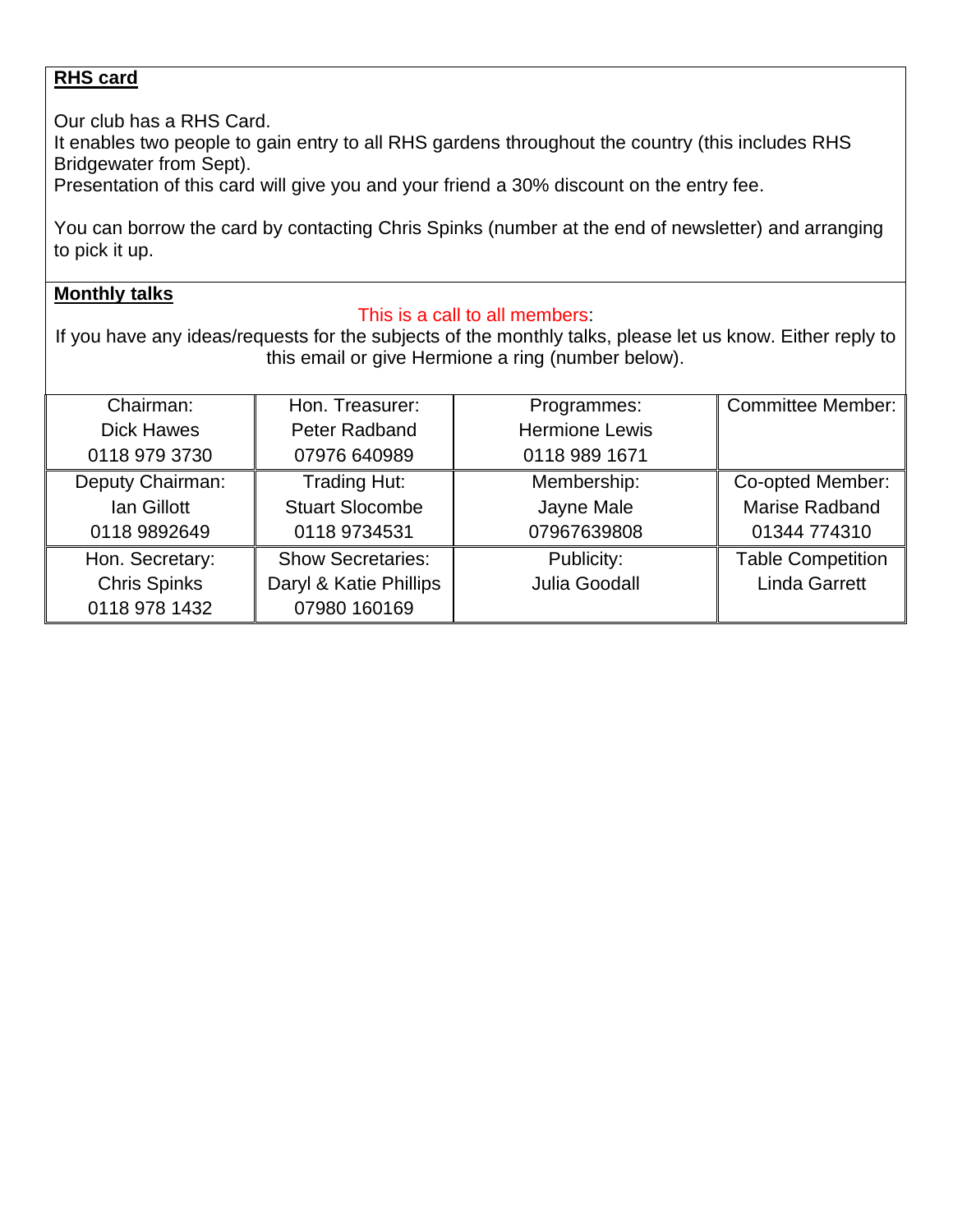**RHS card**

Our club has a RHS Card.
It enables two people to gain entry to all RHS gardens throughout the country (this includes RHS Bridgewater from Sept).
Presentation of this card will give you and your friend a 30% discount on the entry fee.

You can borrow the card by contacting Chris Spinks (number at the end of newsletter) and arranging to pick it up.

**Monthly talks**

This is a call to all members:
If you have any ideas/requests for the subjects of the monthly talks, please let us know. Either reply to this email or give Hermione a ring (number below).

| | | | |
|---|---|---|---|
| Chairman:<br>Dick Hawes<br>0118 979 3730 | Hon. Treasurer:<br>Peter Radband<br>07976 640989 | Programmes:<br>Hermione Lewis<br>0118 989 1671 | Committee Member: |
| Deputy Chairman:<br>Ian Gillott<br>0118 9892649 | Trading Hut:<br>Stuart Slocombe<br>0118 9734531 | Membership:<br>Jayne Male<br>07967639808 | Co-opted Member:<br>Marise Radband<br>01344 774310 |
| Hon. Secretary:<br>Chris Spinks<br>0118 978 1432 | Show Secretaries:<br>Daryl & Katie Phillips<br>07980 160169 | Publicity:<br>Julia Goodall | Table Competition<br>Linda Garrett |